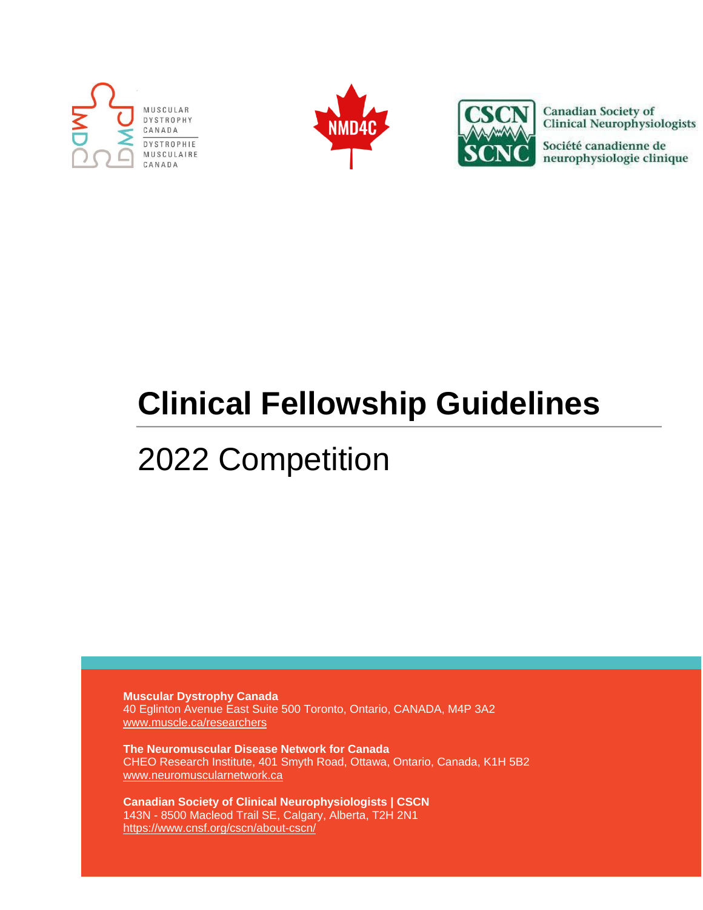# Clinical Fellowship Guidelines

## 2022 Competition

**Muscular Dystrophy Canada**
40 Eglinton Avenue East Suite 500 Toronto, Ontario, CANADA, M4P 3A2
www.muscle.ca/researchers

**The Neuromuscular Disease Network for Canada**
CHEO Research Institute, 401 Smyth Road, Ottawa, Ontario, Canada, K1H 5B2
www.neuromuscularnetwork.ca

**Canadian Society of Clinical Neurophysiologists | CSCN**
143N - 8500 Macleod Trail SE, Calgary, Alberta, T2H 2N1
https://www.cnsf.org/cscn/about-cscn/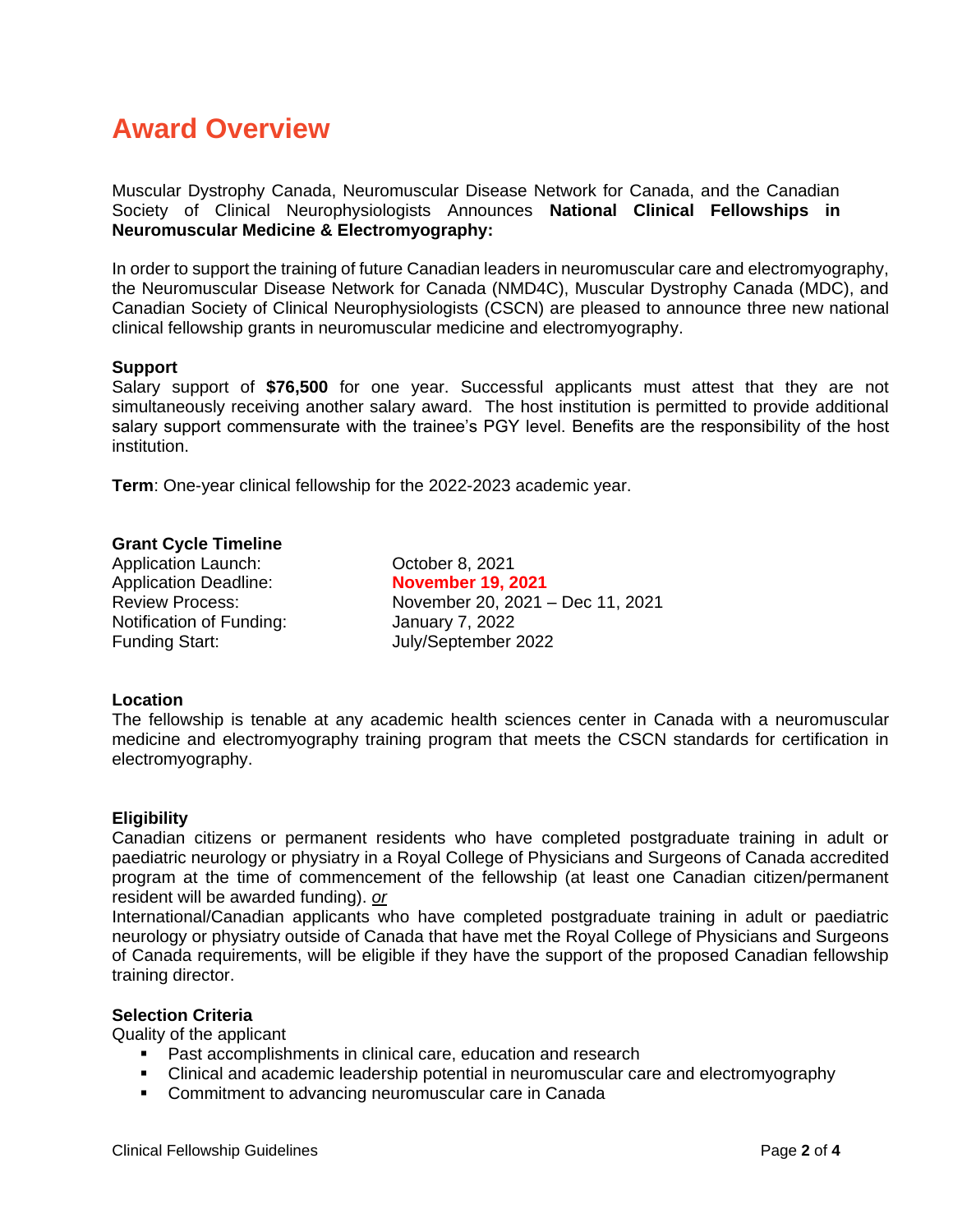# Award Overview

Muscular Dystrophy Canada, Neuromuscular Disease Network for Canada, and the Canadian Society of Clinical Neurophysiologists Announces **National Clinical Fellowships in Neuromuscular Medicine & Electromyography:**

In order to support the training of future Canadian leaders in neuromuscular care and electromyography, the Neuromuscular Disease Network for Canada (NMD4C), Muscular Dystrophy Canada (MDC), and Canadian Society of Clinical Neurophysiologists (CSCN) are pleased to announce three new national clinical fellowship grants in neuromuscular medicine and electromyography.

**Support**
Salary support of **$76,500** for one year. Successful applicants must attest that they are not simultaneously receiving another salary award. The host institution is permitted to provide additional salary support commensurate with the trainee's PGY level. Benefits are the responsibility of the host institution.

**Term**: One-year clinical fellowship for the 2022-2023 academic year.

**Grant Cycle Timeline**

| | |
|---|---|
| Application Launch: | October 8, 2021 |
| Application Deadline: | **November 19, 2021** |
| Review Process: | November 20, 2021 – Dec 11, 2021 |
| Notification of Funding: | January 7, 2022 |
| Funding Start: | July/September 2022 |

**Location**
The fellowship is tenable at any academic health sciences center in Canada with a neuromuscular medicine and electromyography training program that meets the CSCN standards for certification in electromyography.

**Eligibility**
Canadian citizens or permanent residents who have completed postgraduate training in adult or paediatric neurology or physiatry in a Royal College of Physicians and Surgeons of Canada accredited program at the time of commencement of the fellowship (at least one Canadian citizen/permanent resident will be awarded funding). *or*
International/Canadian applicants who have completed postgraduate training in adult or paediatric neurology or physiatry outside of Canada that have met the Royal College of Physicians and Surgeons of Canada requirements, will be eligible if they have the support of the proposed Canadian fellowship training director.

**Selection Criteria**
Quality of the applicant

- Past accomplishments in clinical care, education and research
- Clinical and academic leadership potential in neuromuscular care and electromyography
- Commitment to advancing neuromuscular care in Canada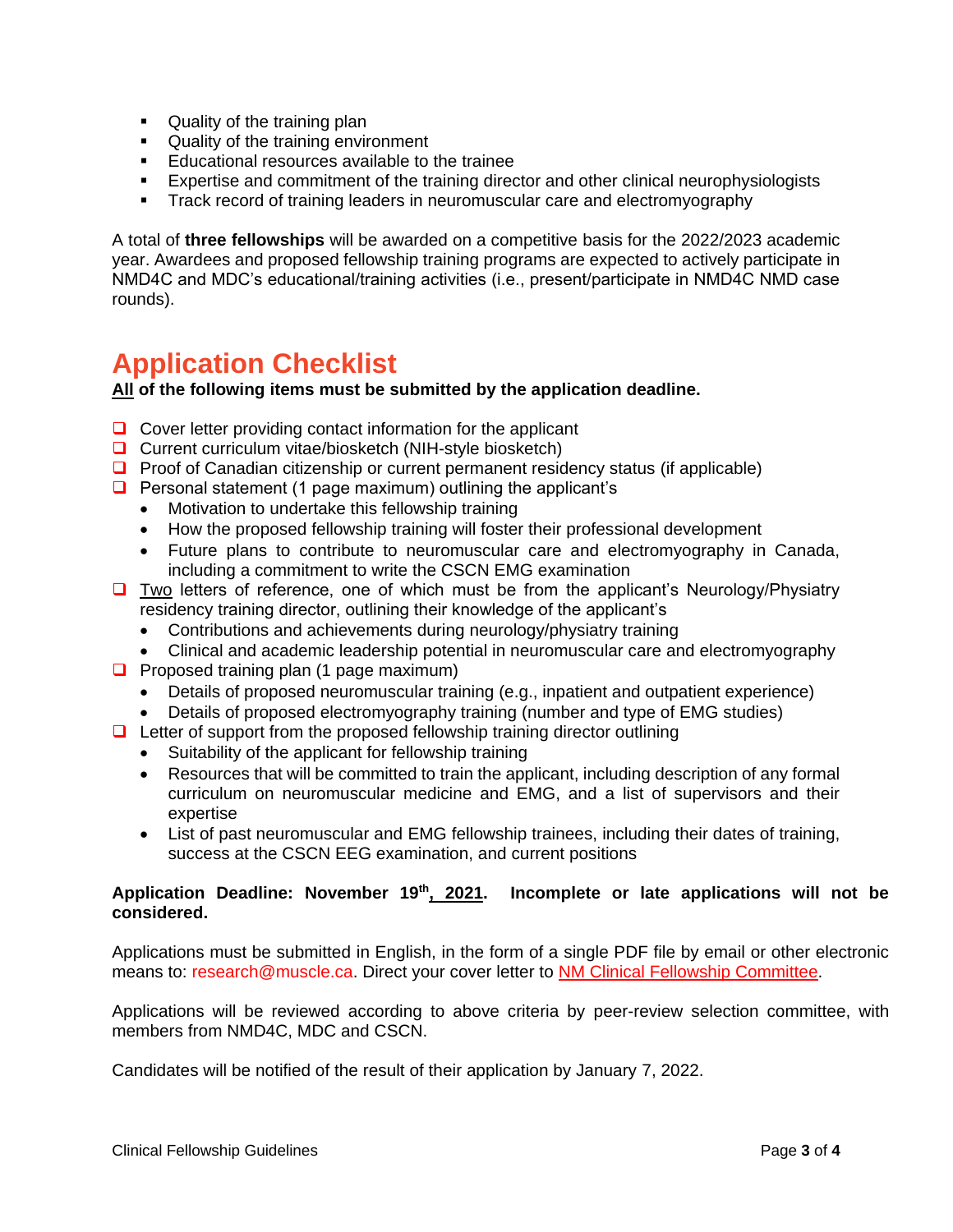- Quality of the training plan
- Quality of the training environment
- Educational resources available to the trainee
- Expertise and commitment of the training director and other clinical neurophysiologists
- Track record of training leaders in neuromuscular care and electromyography

A total of **three fellowships** will be awarded on a competitive basis for the 2022/2023 academic year. Awardees and proposed fellowship training programs are expected to actively participate in NMD4C and MDC's educational/training activities (i.e., present/participate in NMD4C NMD case rounds).

# Application Checklist

**<u>All</u> of the following items must be submitted by the application deadline.**

- [ ] Cover letter providing contact information for the applicant
- [ ] Current curriculum vitae/biosketch (NIH-style biosketch)
- [ ] Proof of Canadian citizenship or current permanent residency status (if applicable)
- [ ] Personal statement (1 page maximum) outlining the applicant's
  - Motivation to undertake this fellowship training
  - How the proposed fellowship training will foster their professional development
  - Future plans to contribute to neuromuscular care and electromyography in Canada, including a commitment to write the CSCN EMG examination
- [ ] <u>Two</u> letters of reference, one of which must be from the applicant's Neurology/Physiatry residency training director, outlining their knowledge of the applicant's
  - Contributions and achievements during neurology/physiatry training
  - Clinical and academic leadership potential in neuromuscular care and electromyography
- [ ] Proposed training plan (1 page maximum)
  - Details of proposed neuromuscular training (e.g., inpatient and outpatient experience)
  - Details of proposed electromyography training (number and type of EMG studies)
- [ ] Letter of support from the proposed fellowship training director outlining
  - Suitability of the applicant for fellowship training
  - Resources that will be committed to train the applicant, including description of any formal curriculum on neuromuscular medicine and EMG, and a list of supervisors and their expertise
  - List of past neuromuscular and EMG fellowship trainees, including their dates of training, success at the CSCN EEG examination, and current positions

**Application Deadline: November 19th<u>, 2021</u>. Incomplete or late applications will not be considered.**

Applications must be submitted in English, in the form of a single PDF file by email or other electronic means to: research@muscle.ca. Direct your cover letter to <u>NM Clinical Fellowship Committee</u>.

Applications will be reviewed according to above criteria by peer-review selection committee, with members from NMD4C, MDC and CSCN.

Candidates will be notified of the result of their application by January 7, 2022.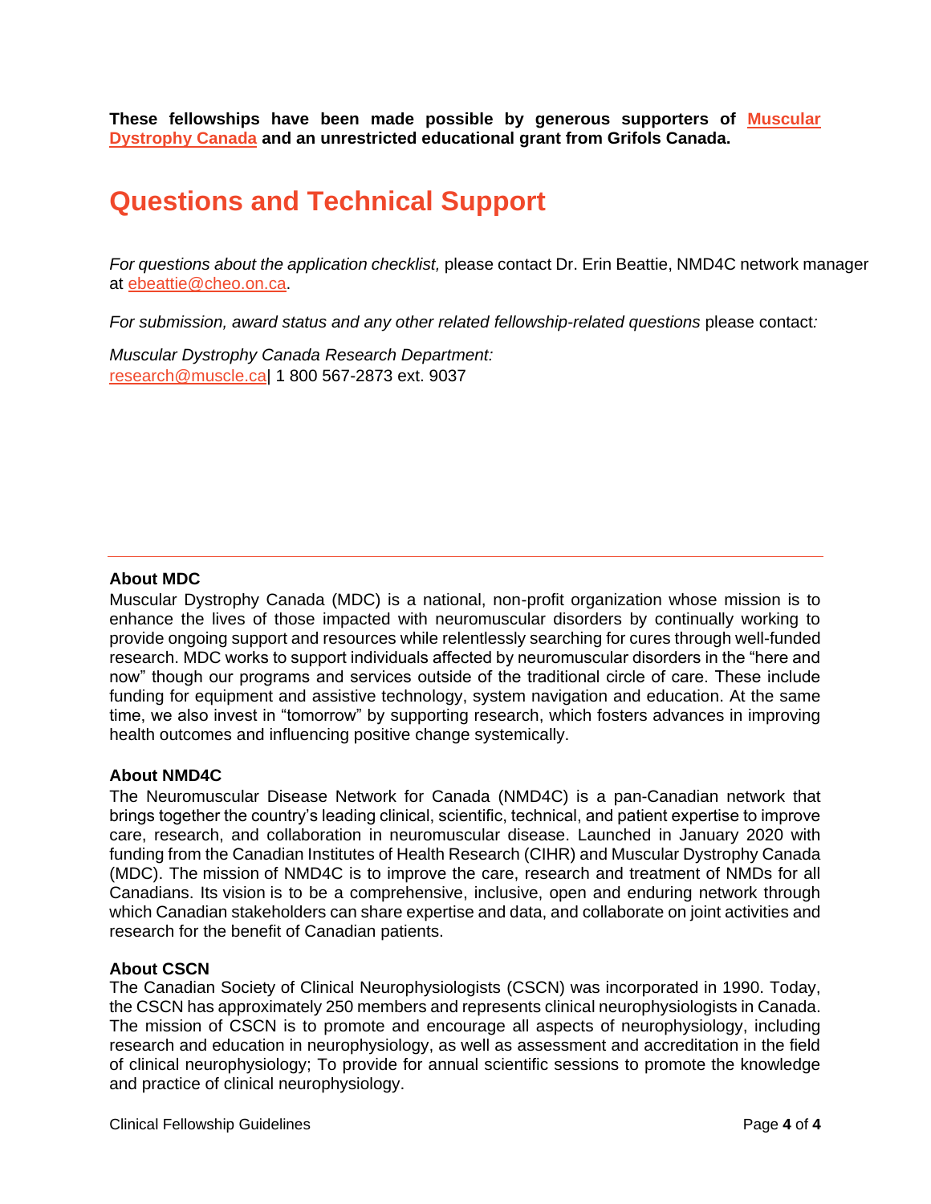**These fellowships have been made possible by generous supporters of Muscular Dystrophy Canada and an unrestricted educational grant from Grifols Canada.**

# Questions and Technical Support

*For questions about the application checklist,* please contact Dr. Erin Beattie, NMD4C network manager at ebeattie@cheo.on.ca.

*For submission, award status and any other related fellowship-related questions* please contact*:*

*Muscular Dystrophy Canada Research Department:*
research@muscle.ca| 1 800 567-2873 ext. 9037

---

**About MDC**
Muscular Dystrophy Canada (MDC) is a national, non-profit organization whose mission is to enhance the lives of those impacted with neuromuscular disorders by continually working to provide ongoing support and resources while relentlessly searching for cures through well-funded research. MDC works to support individuals affected by neuromuscular disorders in the "here and now" though our programs and services outside of the traditional circle of care. These include funding for equipment and assistive technology, system navigation and education. At the same time, we also invest in "tomorrow" by supporting research, which fosters advances in improving health outcomes and influencing positive change systemically.

**About NMD4C**
The Neuromuscular Disease Network for Canada (NMD4C) is a pan-Canadian network that brings together the country's leading clinical, scientific, technical, and patient expertise to improve care, research, and collaboration in neuromuscular disease. Launched in January 2020 with funding from the Canadian Institutes of Health Research (CIHR) and Muscular Dystrophy Canada (MDC). The mission of NMD4C is to improve the care, research and treatment of NMDs for all Canadians. Its vision is to be a comprehensive, inclusive, open and enduring network through which Canadian stakeholders can share expertise and data, and collaborate on joint activities and research for the benefit of Canadian patients.

**About CSCN**
The Canadian Society of Clinical Neurophysiologists (CSCN) was incorporated in 1990. Today, the CSCN has approximately 250 members and represents clinical neurophysiologists in Canada. The mission of CSCN is to promote and encourage all aspects of neurophysiology, including research and education in neurophysiology, as well as assessment and accreditation in the field of clinical neurophysiology; To provide for annual scientific sessions to promote the knowledge and practice of clinical neurophysiology.